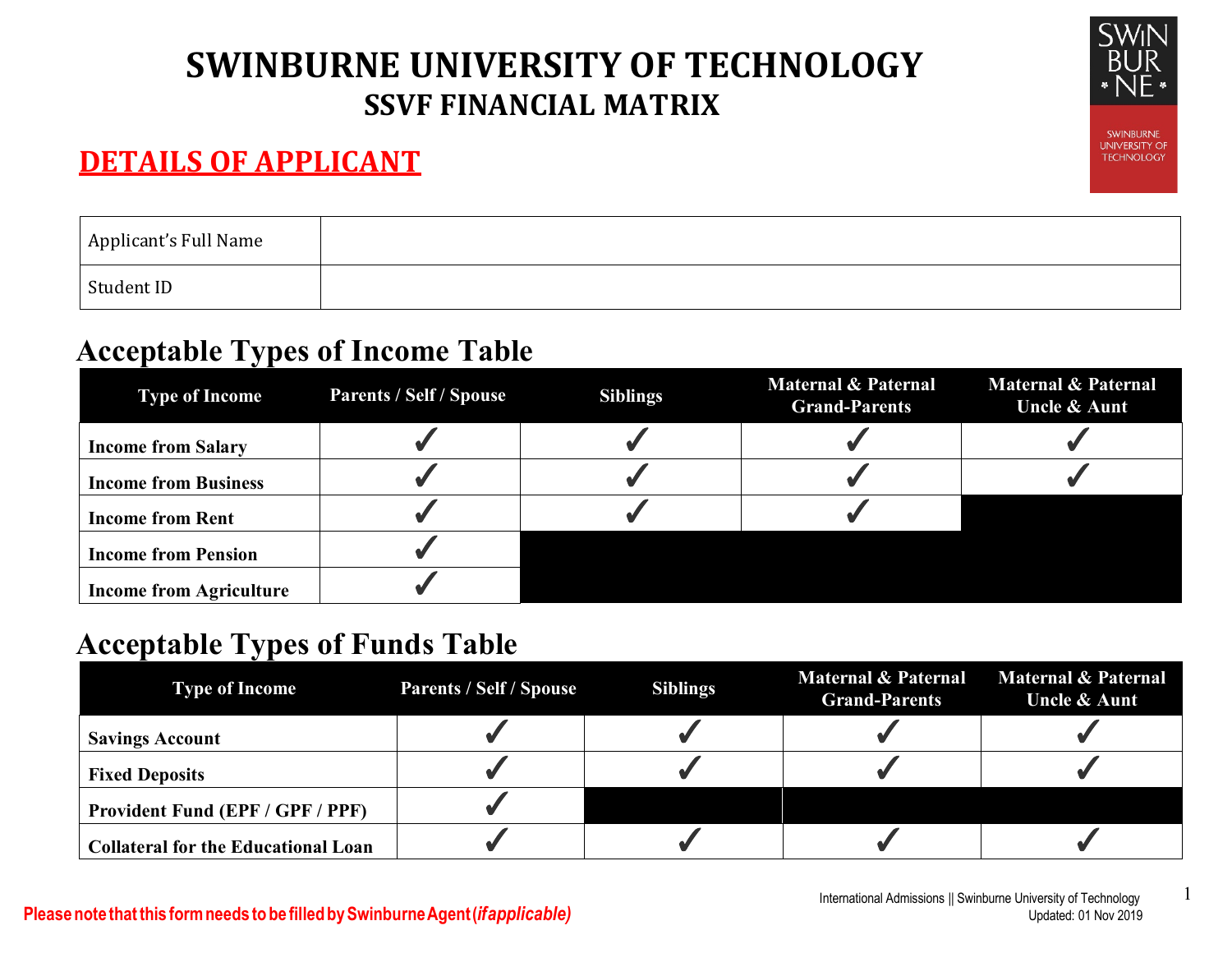# SWINBURNE UNIVERSITY OF TECHNOLOGY

## SSVF FINANCIAL MATRIX

## DETAILS OF APPLICANT

| | |
|---|---|
| Applicant's Full Name | |
| Student ID | |

## Acceptable Types of Income Table

| Type of Income | Parents / Self / Spouse | Siblings | Maternal & Paternal Grand-Parents | Maternal & Paternal Uncle & Aunt |
|---|---|---|---|---|
| **Income from Salary** | ✔ | ✔ | ✔ | ✔ |
| **Income from Business** | ✔ | ✔ | ✔ | ✔ |
| **Income from Rent** | ✔ | ✔ | ✔ | |
| **Income from Pension** | ✔ | | | |
| **Income from Agriculture** | ✔ | | | |

## Acceptable Types of Funds Table

| Type of Income | Parents / Self / Spouse | Siblings | Maternal & Paternal Grand-Parents | Maternal & Paternal Uncle & Aunt |
|---|---|---|---|---|
| **Savings Account** | ✔ | ✔ | ✔ | ✔ |
| **Fixed Deposits** | ✔ | ✔ | ✔ | ✔ |
| **Provident Fund (EPF / GPF / PPF)** | ✔ | | | |
| **Collateral for the Educational Loan** | ✔ | ✔ | ✔ | ✔ |

**Please note that this form needs to be filled by Swinburne Agent (*if applicable*)**

International Admissions || Swinburne University of Technology
Updated: 01 Nov 2019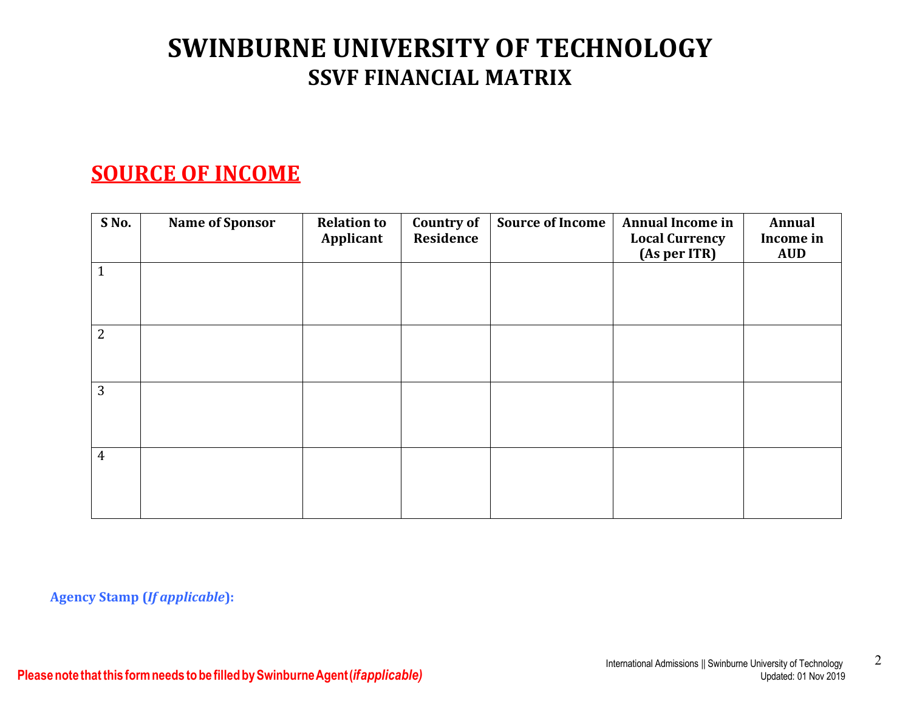# SWINBURNE UNIVERSITY OF TECHNOLOGY

## SSVF FINANCIAL MATRIX

## SOURCE OF INCOME

| S No. | Name of Sponsor | Relation to Applicant | Country of Residence | Source of Income | Annual Income in Local Currency (As per ITR) | Annual Income in AUD |
|---|---|---|---|---|---|---|
| 1 | | | | | | |
| 2 | | | | | | |
| 3 | | | | | | |
| 4 | | | | | | |

**Agency Stamp (*If applicable*):**

**Please note that this form needs to be filled by Swinburne Agent (*if applicable*)**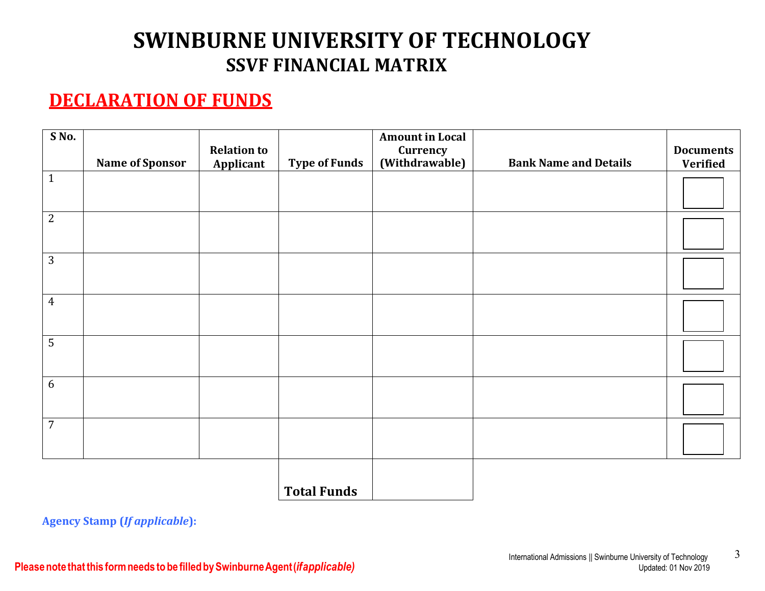# SWINBURNE UNIVERSITY OF TECHNOLOGY

## SSVF FINANCIAL MATRIX

## DECLARATION OF FUNDS

| S No. | Name of Sponsor | Relation to Applicant | Type of Funds | Amount in Local Currency (Withdrawable) | Bank Name and Details | Documents Verified |
|---|---|---|---|---|---|---|
| 1 | | | | | | ☐ |
| 2 | | | | | | ☐ |
| 3 | | | | | | ☐ |
| 4 | | | | | | ☐ |
| 5 | | | | | | ☐ |
| 6 | | | | | | ☐ |
| 7 | | | | | | ☐ |
| | | | **Total Funds** | | | |

**Agency Stamp (*If applicable*):**

**Please note that this form needs to be filled by Swinburne Agent (*if applicable*)**

International Admissions || Swinburne University of Technology
Updated: 01 Nov 2019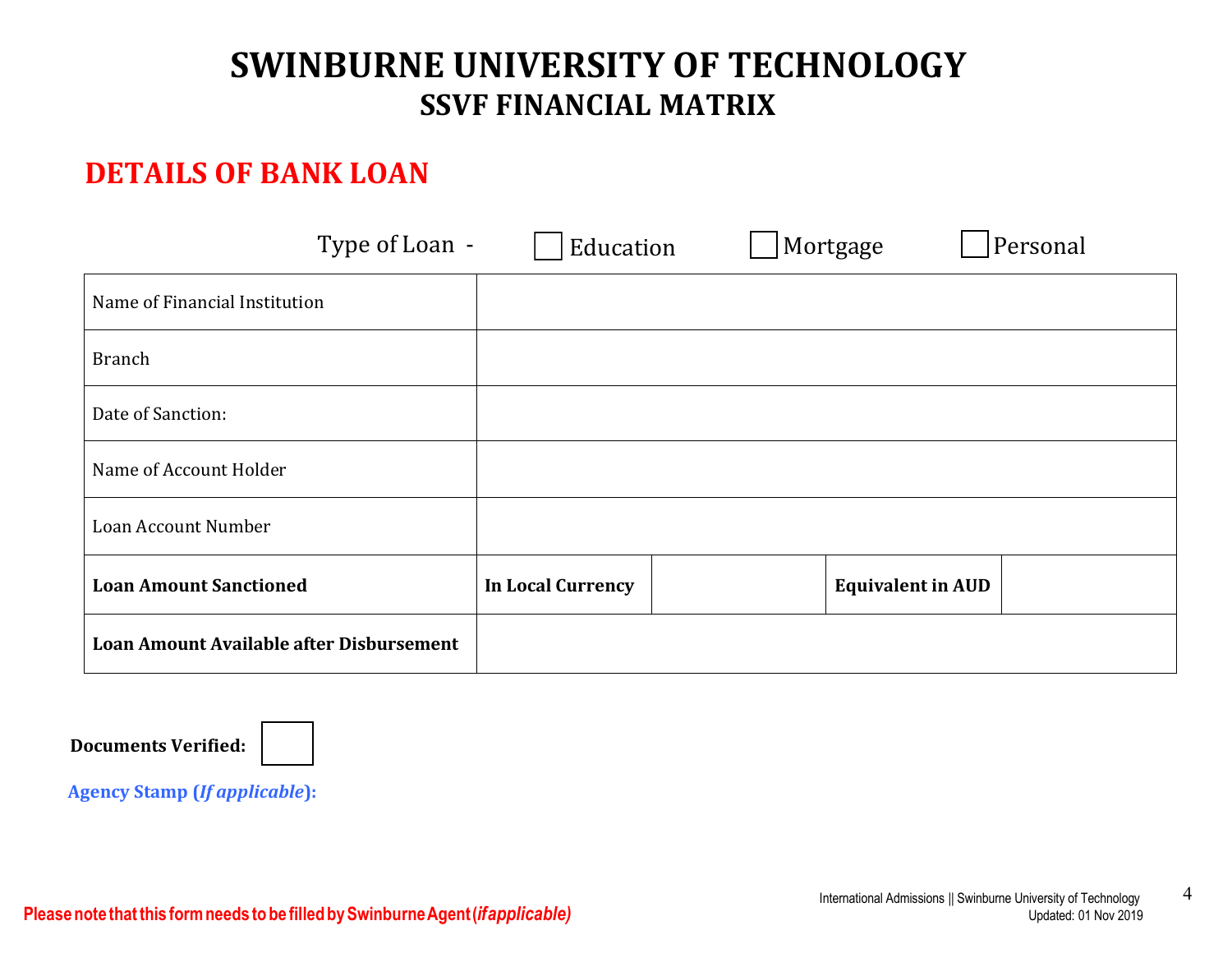# SWINBURNE UNIVERSITY OF TECHNOLOGY

## SSVF FINANCIAL MATRIX

## DETAILS OF BANK LOAN

Type of Loan - ☐ Education ☐ Mortgage ☐ Personal

| | | | | |
|---|---|---|---|---|
| Name of Financial Institution | | | | |
| Branch | | | | |
| Date of Sanction: | | | | |
| Name of Account Holder | | | | |
| Loan Account Number | | | | |
| **Loan Amount Sanctioned** | **In Local Currency** | | **Equivalent in AUD** | |
| **Loan Amount Available after Disbursement** | | | | |

**Documents Verified:** ☐

**Agency Stamp (*If applicable*):**

**Please note that this form needs to be filled by Swinburne Agent (*if applicable*)**

International Admissions || Swinburne University of Technology
Updated: 01 Nov 2019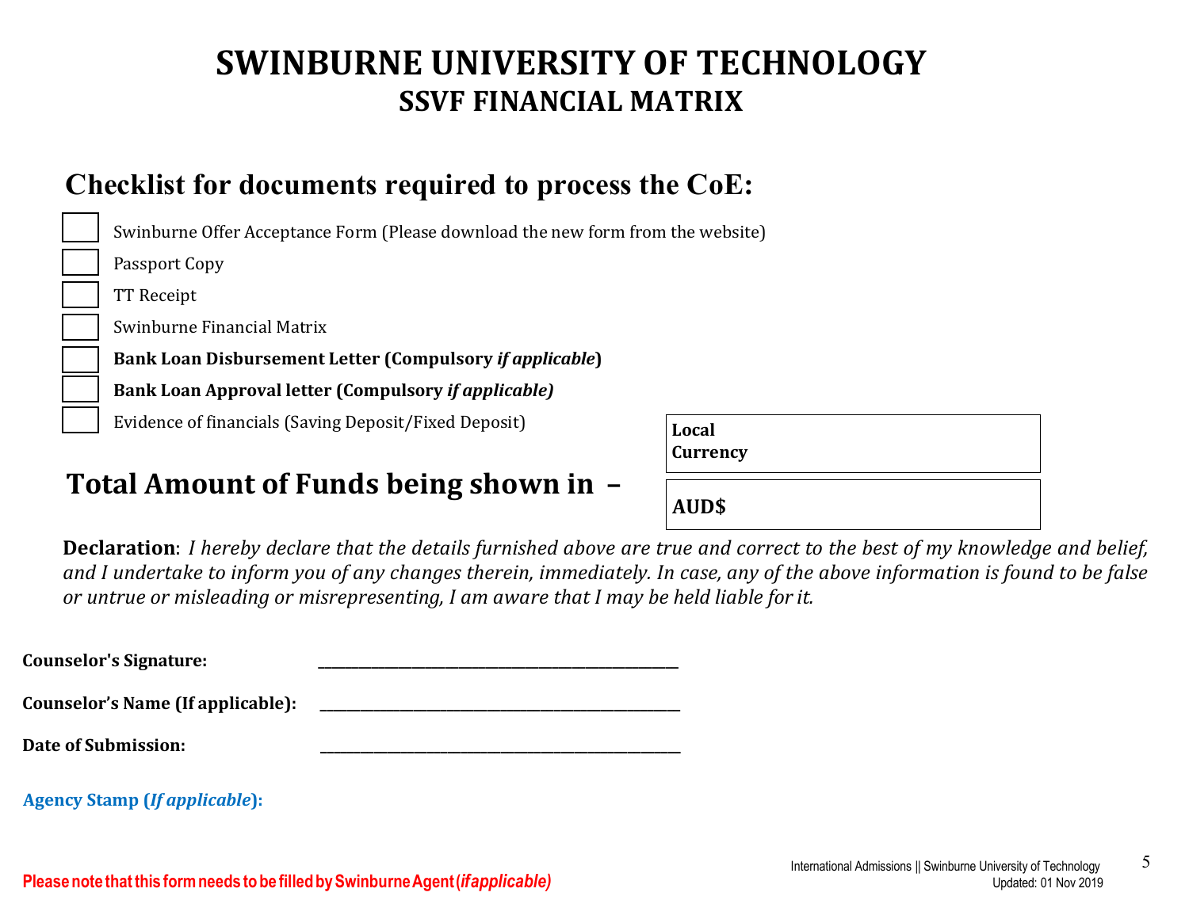# SWINBURNE UNIVERSITY OF TECHNOLOGY
## SSVF FINANCIAL MATRIX

## Checklist for documents required to process the CoE:

- [ ] Swinburne Offer Acceptance Form (Please download the new form from the website)
- [ ] Passport Copy
- [ ] TT Receipt
- [ ] Swinburne Financial Matrix
- [ ] **Bank Loan Disbursement Letter (Compulsory *if applicable*)**
- [ ] **Bank Loan Approval letter (Compulsory *if applicable)***
- [ ] Evidence of financials (Saving Deposit/Fixed Deposit)

## Total Amount of Funds being shown in –

| | |
|---|---|
| **Local Currency** | |
| **AUD$** | |

**Declaration**: *I hereby declare that the details furnished above are true and correct to the best of my knowledge and belief, and I undertake to inform you of any changes therein, immediately. In case, any of the above information is found to be false or untrue or misleading or misrepresenting, I am aware that I may be held liable for it.*

**Counselor's Signature:** \_\_\_\_\_\_\_\_\_\_\_\_\_\_\_\_\_\_\_\_\_\_\_\_\_\_\_\_\_\_\_\_\_\_\_\_\_\_\_\_\_\_\_\_

**Counselor's Name (If applicable):** \_\_\_\_\_\_\_\_\_\_\_\_\_\_\_\_\_\_\_\_\_\_\_\_\_\_\_\_\_\_\_\_\_\_\_\_\_\_\_\_\_\_\_\_

**Date of Submission:** \_\_\_\_\_\_\_\_\_\_\_\_\_\_\_\_\_\_\_\_\_\_\_\_\_\_\_\_\_\_\_\_\_\_\_\_\_\_\_\_\_\_\_\_

**Agency Stamp (*If applicable*):**

**Please note that this form needs to be filled by Swinburne Agent (*if applicable)***

International Admissions || Swinburne University of Technology
Updated: 01 Nov 2019